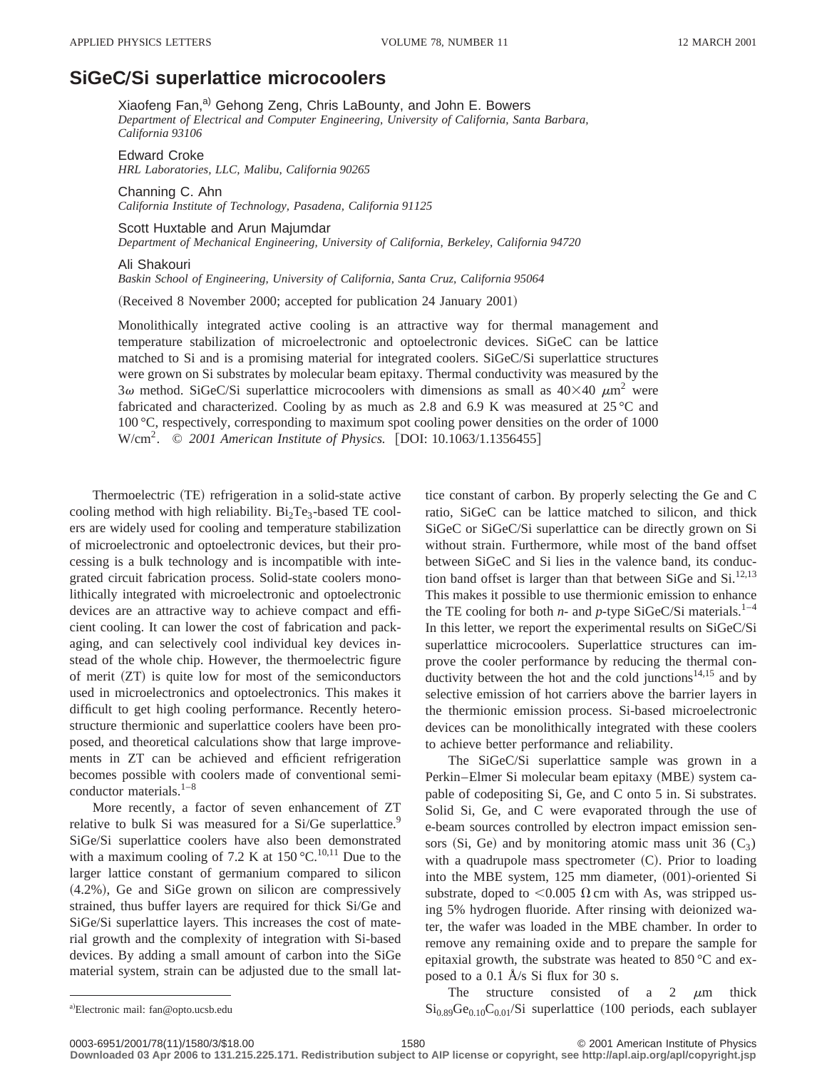# SiGeC/Si superlattice microcoolers

Xiaofeng Fan,[a] Gehong Zeng, Chris LaBounty, and John E. Bowers
*Department of Electrical and Computer Engineering, University of California, Santa Barbara, California 93106*

Edward Croke
*HRL Laboratories, LLC, Malibu, California 90265*

Channing C. Ahn
*California Institute of Technology, Pasadena, California 91125*

Scott Huxtable and Arun Majumdar
*Department of Mechanical Engineering, University of California, Berkeley, California 94720*

Ali Shakouri
*Baskin School of Engineering, University of California, Santa Cruz, California 95064*

(Received 8 November 2000; accepted for publication 24 January 2001)

Monolithically integrated active cooling is an attractive way for thermal management and temperature stabilization of microelectronic and optoelectronic devices. SiGeC can be lattice matched to Si and is a promising material for integrated coolers. SiGeC/Si superlattice structures were grown on Si substrates by molecular beam epitaxy. Thermal conductivity was measured by the $3\omega$ method. SiGeC/Si superlattice microcoolers with dimensions as small as $40\times40\ \mu\text{m}^2$ were fabricated and characterized. Cooling by as much as 2.8 and 6.9 K was measured at 25 °C and 100 °C, respectively, corresponding to maximum spot cooling power densities on the order of 1000 W/cm$^2$. © *2001 American Institute of Physics.* [DOI: 10.1063/1.1356455]

Thermoelectric (TE) refrigeration in a solid-state active cooling method with high reliability. $Bi_2Te_3$-based TE coolers are widely used for cooling and temperature stabilization of microelectronic and optoelectronic devices, but their processing is a bulk technology and is incompatible with integrated circuit fabrication process. Solid-state coolers monolithically integrated with microelectronic and optoelectronic devices are an attractive way to achieve compact and efficient cooling. It can lower the cost of fabrication and packaging, and can selectively cool individual key devices instead of the whole chip. However, the thermoelectric figure of merit (ZT) is quite low for most of the semiconductors used in microelectronics and optoelectronics. This makes it difficult to get high cooling performance. Recently heterostructure thermionic and superlattice coolers have been proposed, and theoretical calculations show that large improvements in ZT can be achieved and efficient refrigeration becomes possible with coolers made of conventional semiconductor materials.[1–8]

More recently, a factor of seven enhancement of ZT relative to bulk Si was measured for a Si/Ge superlattice.[9] SiGe/Si superlattice coolers have also been demonstrated with a maximum cooling of 7.2 K at 150 °C.[10,11] Due to the larger lattice constant of germanium compared to silicon (4.2%), Ge and SiGe grown on silicon are compressively strained, thus buffer layers are required for thick Si/Ge and SiGe/Si superlattice layers. This increases the cost of material growth and the complexity of integration with Si-based devices. By adding a small amount of carbon into the SiGe material system, strain can be adjusted due to the small lattice constant of carbon. By properly selecting the Ge and C ratio, SiGeC can be lattice matched to silicon, and thick SiGeC or SiGeC/Si superlattice can be directly grown on Si without strain. Furthermore, while most of the band offset between SiGeC and Si lies in the valence band, its conduction band offset is larger than that between SiGe and Si.[12,13] This makes it possible to use thermionic emission to enhance the TE cooling for both *n*- and *p*-type SiGeC/Si materials.[1–4] In this letter, we report the experimental results on SiGeC/Si superlattice microcoolers. Superlattice structures can improve the cooler performance by reducing the thermal conductivity between the hot and the cold junctions[14,15] and by selective emission of hot carriers above the barrier layers in the thermionic emission process. Si-based microelectronic devices can be monolithically integrated with these coolers to achieve better performance and reliability.

The SiGeC/Si superlattice sample was grown in a Perkin–Elmer Si molecular beam epitaxy (MBE) system capable of codepositing Si, Ge, and C onto 5 in. Si substrates. Solid Si, Ge, and C were evaporated through the use of e-beam sources controlled by electron impact emission sensors (Si, Ge) and by monitoring atomic mass unit 36 ($C_3$) with a quadrupole mass spectrometer (C). Prior to loading into the MBE system, 125 mm diameter, (001)-oriented Si substrate, doped to $<0.005\ \Omega\,\text{cm}$ with As, was stripped using 5% hydrogen fluoride. After rinsing with deionized water, the wafer was loaded in the MBE chamber. In order to remove any remaining oxide and to prepare the sample for epitaxial growth, the substrate was heated to 850 °C and exposed to a 0.1 Å/s Si flux for 30 s.

The structure consisted of a 2 $\mu$m thick $Si_{0.89}Ge_{0.10}C_{0.01}$/Si superlattice (100 periods, each sublayer

[a]Electronic mail: fan@opto.ucsb.edu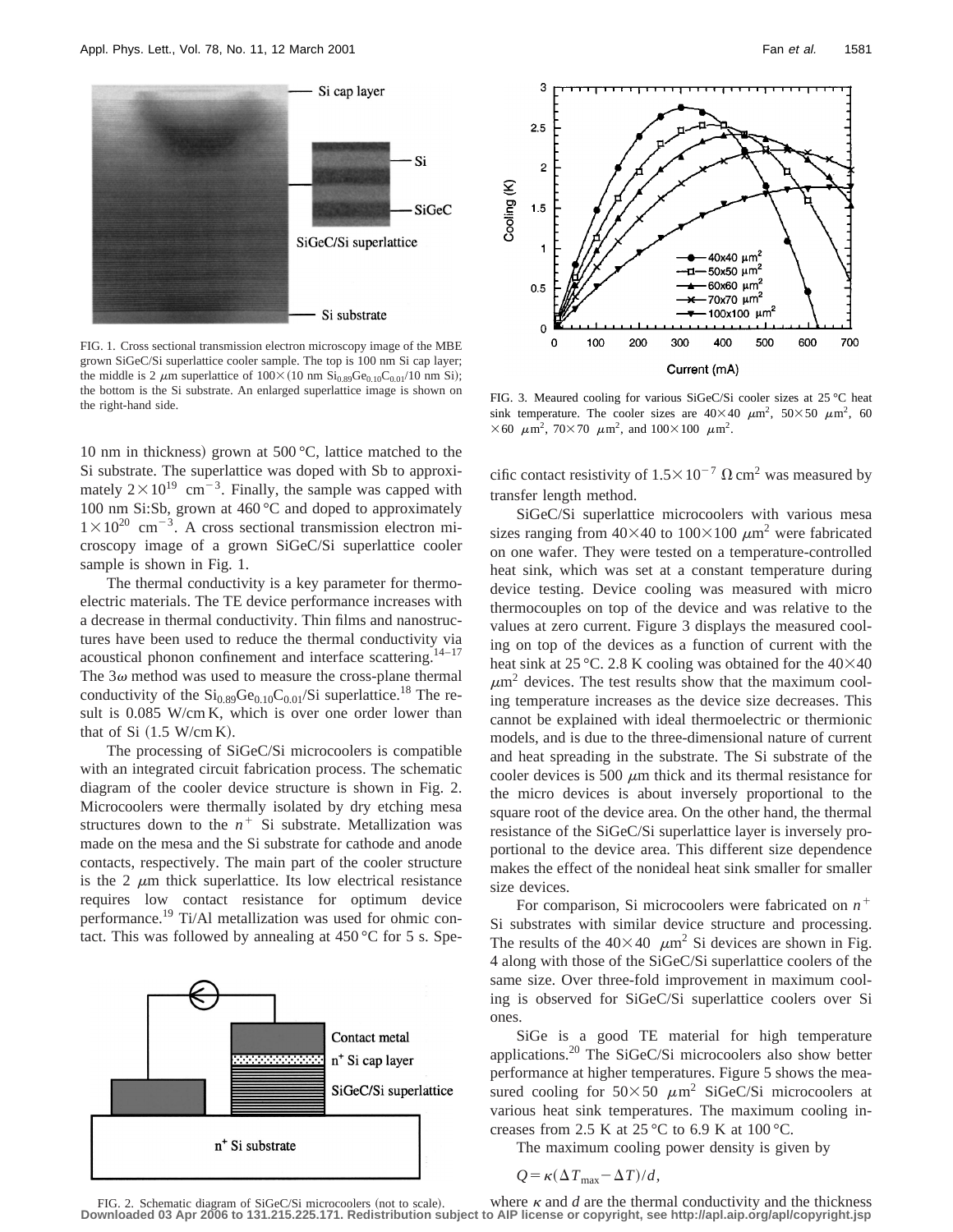FIG. 1. Cross sectional transmission electron microscopy image of the MBE grown SiGeC/Si superlattice cooler sample. The top is 100 nm Si cap layer; the middle is 2 $\mu$m superlattice of $100\times(10$ nm $Si_{0.89}Ge_{0.10}C_{0.01}/10$ nm Si); the bottom is the Si substrate. An enlarged superlattice image is shown on the right-hand side.

10 nm in thickness) grown at 500 °C, lattice matched to the Si substrate. The superlattice was doped with Sb to approximately $2\times10^{19}$ cm$^{-3}$. Finally, the sample was capped with 100 nm Si:Sb, grown at 460 °C and doped to approximately $1\times10^{20}$ cm$^{-3}$. A cross sectional transmission electron microscopy image of a grown SiGeC/Si superlattice cooler sample is shown in Fig. 1.

The thermal conductivity is a key parameter for thermoelectric materials. The TE device performance increases with a decrease in thermal conductivity. Thin films and nanostructures have been used to reduce the thermal conductivity via acoustical phonon confinement and interface scattering.[14–17] The $3\omega$ method was used to measure the cross-plane thermal conductivity of the $Si_{0.89}Ge_{0.10}C_{0.01}$/Si superlattice.[18] The result is 0.085 W/cm K, which is over one order lower than that of Si (1.5 W/cm K).

The processing of SiGeC/Si microcoolers is compatible with an integrated circuit fabrication process. The schematic diagram of the cooler device structure is shown in Fig. 2. Microcoolers were thermally isolated by dry etching mesa structures down to the $n^+$ Si substrate. Metallization was made on the mesa and the Si substrate for cathode and anode contacts, respectively. The main part of the cooler structure is the 2 $\mu$m thick superlattice. Its low electrical resistance requires low contact resistance for optimum device performance.[19] Ti/Al metallization was used for ohmic contact. This was followed by annealing at 450 °C for 5 s. Specific contact resistivity of $1.5\times10^{-7}$ $\Omega$ cm$^2$ was measured by transfer length method.

FIG. 2. Schematic diagram of SiGeC/Si microcoolers (not to scale).

FIG. 3. Meaured cooling for various SiGeC/Si cooler sizes at 25 °C heat sink temperature. The cooler sizes are $40\times40$ $\mu$m$^2$, $50\times50$ $\mu$m$^2$, $60\times60$ $\mu$m$^2$, $70\times70$ $\mu$m$^2$, and $100\times100$ $\mu$m$^2$.

SiGeC/Si superlattice microcoolers with various mesa sizes ranging from $40\times40$ to $100\times100$ $\mu$m$^2$ were fabricated on one wafer. They were tested on a temperature-controlled heat sink, which was set at a constant temperature during device testing. Device cooling was measured with micro thermocouples on top of the device and was relative to the values at zero current. Figure 3 displays the measured cooling on top of the devices as a function of current with the heat sink at 25 °C. 2.8 K cooling was obtained for the $40\times40$ $\mu$m$^2$ devices. The test results show that the maximum cooling temperature increases as the device size decreases. This cannot be explained with ideal thermoelectric or thermionic models, and is due to the three-dimensional nature of current and heat spreading in the substrate. The Si substrate of the cooler devices is 500 $\mu$m thick and its thermal resistance for the micro devices is about inversely proportional to the square root of the device area. On the other hand, the thermal resistance of the SiGeC/Si superlattice layer is inversely proportional to the device area. This different size dependence makes the effect of the nonideal heat sink smaller for smaller size devices.

For comparison, Si microcoolers were fabricated on $n^+$ Si substrates with similar device structure and processing. The results of the $40\times40$ $\mu$m$^2$ Si devices are shown in Fig. 4 along with those of the SiGeC/Si superlattice coolers of the same size. Over three-fold improvement in maximum cooling is observed for SiGeC/Si superlattice coolers over Si ones.

SiGe is a good TE material for high temperature applications.[20] The SiGeC/Si microcoolers also show better performance at higher temperatures. Figure 5 shows the measured cooling for $50\times50$ $\mu$m$^2$ SiGeC/Si microcoolers at various heat sink temperatures. The maximum cooling increases from 2.5 K at 25 °C to 6.9 K at 100 °C.

The maximum cooling power density is given by

$$Q=\kappa(\Delta T_{\max}-\Delta T)/d,$$

where $\kappa$ and $d$ are the thermal conductivity and the thickness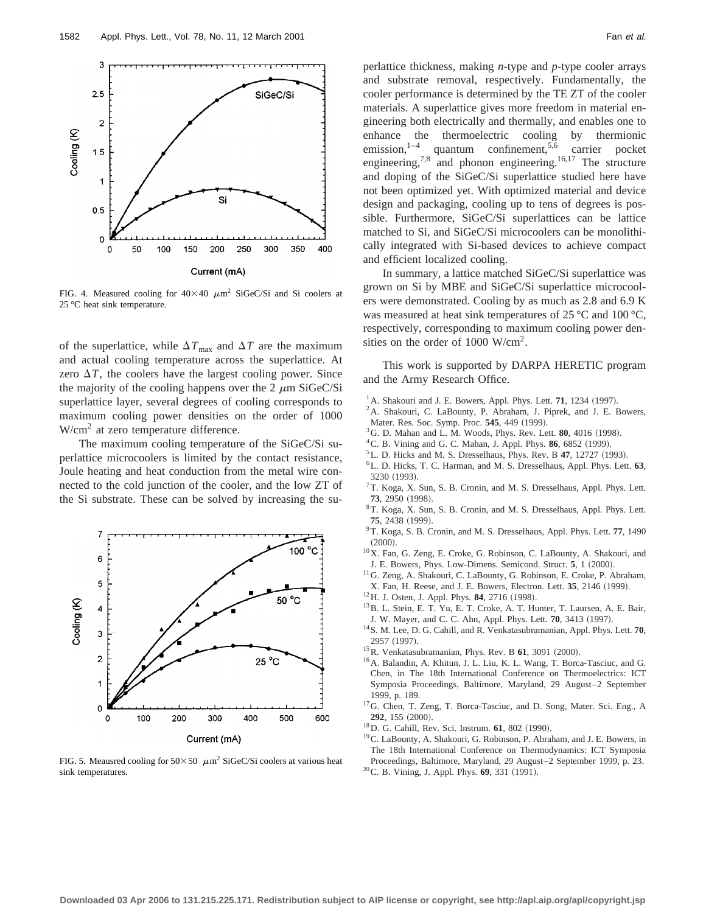3

2.5

2

1.5

1

0.5

0

0 50 100 150 200 250 300 350 400

Cooling (K)

Current (mA)

SiGeC/Si

Si

FIG. 4. Measured cooling for $40\times40$ $\mu$m$^2$ SiGeC/Si and Si coolers at 25 °C heat sink temperature.

of the superlattice, while $\Delta T_{max}$ and $\Delta T$ are the maximum and actual cooling temperature across the superlattice. At zero $\Delta T$, the coolers have the largest cooling power. Since the majority of the cooling happens over the 2 $\mu$m SiGeC/Si superlattice layer, several degrees of cooling corresponds to maximum cooling power densities on the order of 1000 W/cm$^2$ at zero temperature difference.

The maximum cooling temperature of the SiGeC/Si superlattice microcoolers is limited by the contact resistance, Joule heating and heat conduction from the metal wire connected to the cold junction of the cooler, and the low ZT of the Si substrate. These can be solved by increasing the superlattice thickness, making *n*-type and *p*-type cooler arrays and substrate removal, respectively. Fundamentally, the cooler performance is determined by the TE ZT of the cooler materials. A superlattice gives more freedom in material engineering both electrically and thermally, and enables one to enhance the thermoelectric cooling by thermionic emission,[1–4] quantum confinement,[5,6] carrier pocket engineering,[7,8] and phonon engineering.[16,17] The structure and doping of the SiGeC/Si superlattice studied here have not been optimized yet. With optimized material and device design and packaging, cooling up to tens of degrees is possible. Furthermore, SiGeC/Si superlattices can be lattice matched to Si, and SiGeC/Si microcoolers can be monolithically integrated with Si-based devices to achieve compact and efficient localized cooling.

In summary, a lattice matched SiGeC/Si superlattice was grown on Si by MBE and SiGeC/Si superlattice microcoolers were demonstrated. Cooling by as much as 2.8 and 6.9 K was measured at heat sink temperatures of 25 °C and 100 °C, respectively, corresponding to maximum cooling power densities on the order of 1000 W/cm$^2$.

This work is supported by DARPA HERETIC program and the Army Research Office.

7

6

5

4

3

2

1

0

0 100 200 300 400 500 600

Cooling (K)

Current (mA)

100 °C

50 °C

25 °C

FIG. 5. Meausred cooling for $50\times50$ $\mu$m$^2$ SiGeC/Si coolers at various heat sink temperatures.

[1] A. Shakouri and J. E. Bowers, Appl. Phys. Lett. **71**, 1234 (1997).

[2] A. Shakouri, C. LaBounty, P. Abraham, J. Piprek, and J. E. Bowers, Mater. Res. Soc. Symp. Proc. **545**, 449 (1999).

[3] G. D. Mahan and L. M. Woods, Phys. Rev. Lett. **80**, 4016 (1998).

[4] C. B. Vining and G. C. Mahan, J. Appl. Phys. **86**, 6852 (1999).

[5] L. D. Hicks and M. S. Dresselhaus, Phys. Rev. B **47**, 12727 (1993).

[6] L. D. Hicks, T. C. Harman, and M. S. Dresselhaus, Appl. Phys. Lett. **63**, 3230 (1993).

[7] T. Koga, X. Sun, S. B. Cronin, and M. S. Dresselhaus, Appl. Phys. Lett. **73**, 2950 (1998).

[8] T. Koga, X. Sun, S. B. Cronin, and M. S. Dresselhaus, Appl. Phys. Lett. **75**, 2438 (1999).

[9] T. Koga, S. B. Cronin, and M. S. Dresselhaus, Appl. Phys. Lett. **77**, 1490 (2000).

[10] X. Fan, G. Zeng, E. Croke, G. Robinson, C. LaBounty, A. Shakouri, and J. E. Bowers, Phys. Low-Dimens. Semicond. Struct. **5**, 1 (2000).

[11] G. Zeng, A. Shakouri, C. LaBounty, G. Robinson, E. Croke, P. Abraham, X. Fan, H. Reese, and J. E. Bowers, Electron. Lett. **35**, 2146 (1999).

[12] H. J. Osten, J. Appl. Phys. **84**, 2716 (1998).

[13] B. L. Stein, E. T. Yu, E. T. Croke, A. T. Hunter, T. Laursen, A. E. Bair, J. W. Mayer, and C. C. Ahn, Appl. Phys. Lett. **70**, 3413 (1997).

[14] S. M. Lee, D. G. Cahill, and R. Venkatasubramanian, Appl. Phys. Lett. **70**, 2957 (1997).

[15] R. Venkatasubramanian, Phys. Rev. B **61**, 3091 (2000).

[16] A. Balandin, A. Khitun, J. L. Liu, K. L. Wang, T. Borca-Tasciuc, and G. Chen, in The 18th International Conference on Thermoelectrics: ICT Symposia Proceedings, Baltimore, Maryland, 29 August–2 September 1999, p. 189.

[17] G. Chen, T. Zeng, T. Borca-Tasciuc, and D. Song, Mater. Sci. Eng., A **292**, 155 (2000).

[18] D. G. Cahill, Rev. Sci. Instrum. **61**, 802 (1990).

[19] C. LaBounty, A. Shakouri, G. Robinson, P. Abraham, and J. E. Bowers, in The 18th International Conference on Thermodynamics: ICT Symposia Proceedings, Baltimore, Maryland, 29 August–2 September 1999, p. 23.

[20] C. B. Vining, J. Appl. Phys. **69**, 331 (1991).